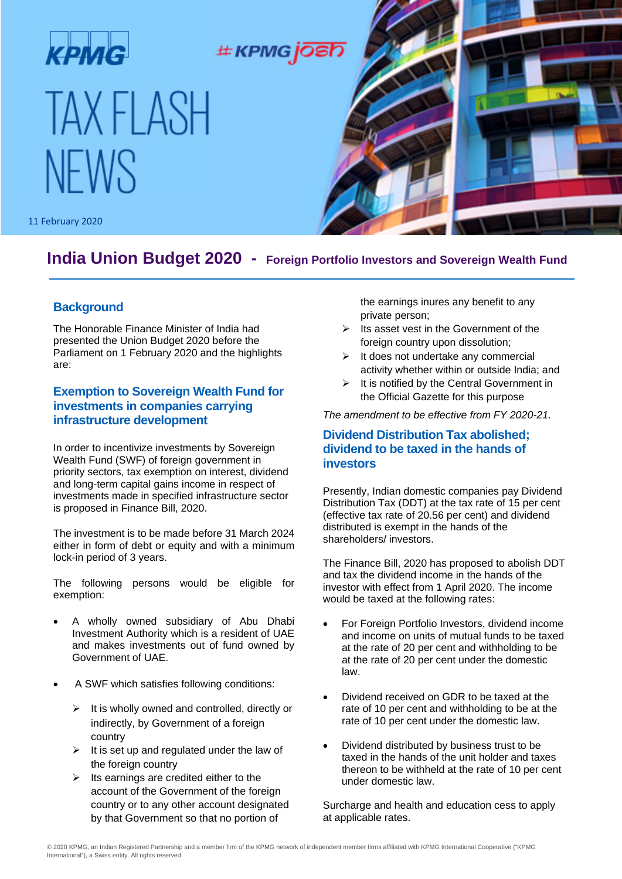KPMG #KPMG josh

# TAX FLASH NEWS

11 February 2020

## India Union Budget 2020 - Foreign Portfolio Investors and Sovereign Wealth Fund

### Background

The Honorable Finance Minister of India had presented the Union Budget 2020 before the Parliament on 1 February 2020 and the highlights are:

### Exemption to Sovereign Wealth Fund for investments in companies carrying infrastructure development

In order to incentivize investments by Sovereign Wealth Fund (SWF) of foreign government in priority sectors, tax exemption on interest, dividend and long-term capital gains income in respect of investments made in specified infrastructure sector is proposed in Finance Bill, 2020.

The investment is to be made before 31 March 2024 either in form of debt or equity and with a minimum lock-in period of 3 years.

The following persons would be eligible for exemption:

- A wholly owned subsidiary of Abu Dhabi Investment Authority which is a resident of UAE and makes investments out of fund owned by Government of UAE.
- A SWF which satisfies following conditions:
  - It is wholly owned and controlled, directly or indirectly, by Government of a foreign country
  - It is set up and regulated under the law of the foreign country
  - Its earnings are credited either to the account of the Government of the foreign country or to any other account designated by that Government so that no portion of the earnings inures any benefit to any private person;
  - Its asset vest in the Government of the foreign country upon dissolution;
  - It does not undertake any commercial activity whether within or outside India; and
  - It is notified by the Central Government in the Official Gazette for this purpose

*The amendment to be effective from FY 2020-21.*

### Dividend Distribution Tax abolished; dividend to be taxed in the hands of investors

Presently, Indian domestic companies pay Dividend Distribution Tax (DDT) at the tax rate of 15 per cent (effective tax rate of 20.56 per cent) and dividend distributed is exempt in the hands of the shareholders/ investors.

The Finance Bill, 2020 has proposed to abolish DDT and tax the dividend income in the hands of the investor with effect from 1 April 2020. The income would be taxed at the following rates:

- For Foreign Portfolio Investors, dividend income and income on units of mutual funds to be taxed at the rate of 20 per cent and withholding to be at the rate of 20 per cent under the domestic law.
- Dividend received on GDR to be taxed at the rate of 10 per cent and withholding to be at the rate of 10 per cent under the domestic law.
- Dividend distributed by business trust to be taxed in the hands of the unit holder and taxes thereon to be withheld at the rate of 10 per cent under domestic law.

Surcharge and health and education cess to apply at applicable rates.

© 2020 KPMG, an Indian Registered Partnership and a member firm of the KPMG network of independent member firms affiliated with KPMG International Cooperative ("KPMG International"), a Swiss entity. All rights reserved.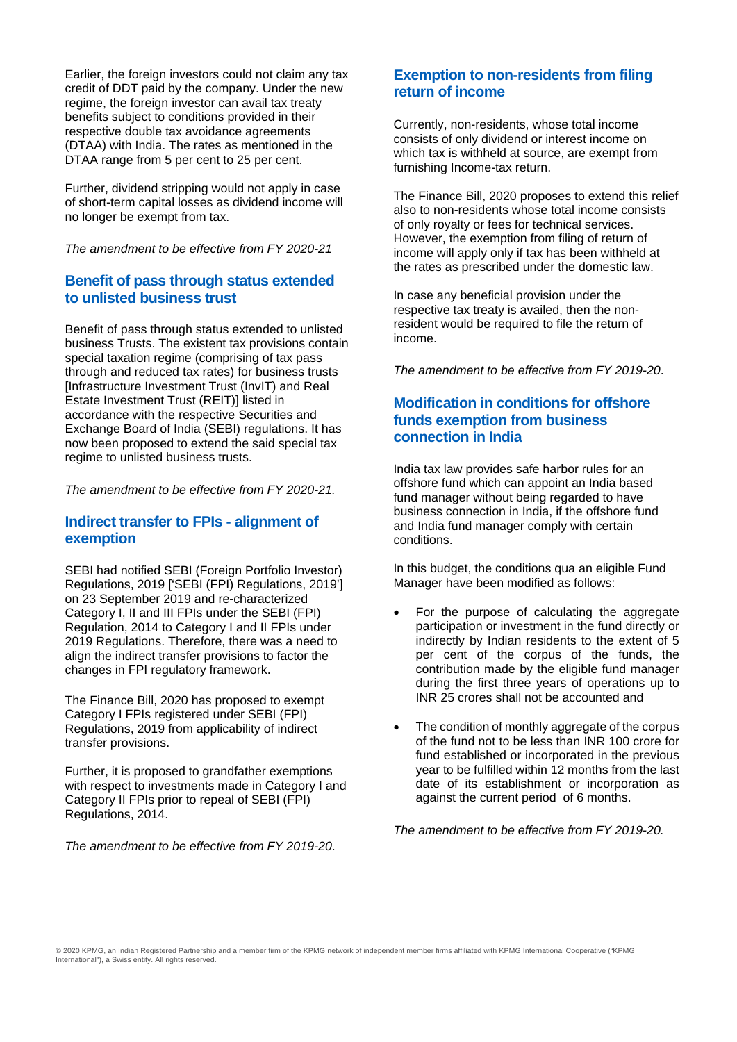Earlier, the foreign investors could not claim any tax credit of DDT paid by the company. Under the new regime, the foreign investor can avail tax treaty benefits subject to conditions provided in their respective double tax avoidance agreements (DTAA) with India. The rates as mentioned in the DTAA range from 5 per cent to 25 per cent.

Further, dividend stripping would not apply in case of short-term capital losses as dividend income will no longer be exempt from tax.

*The amendment to be effective from FY 2020-21*

## Benefit of pass through status extended to unlisted business trust

Benefit of pass through status extended to unlisted business Trusts. The existent tax provisions contain special taxation regime (comprising of tax pass through and reduced tax rates) for business trusts [Infrastructure Investment Trust (InvIT) and Real Estate Investment Trust (REIT)] listed in accordance with the respective Securities and Exchange Board of India (SEBI) regulations. It has now been proposed to extend the said special tax regime to unlisted business trusts.

*The amendment to be effective from FY 2020-21.*

## Indirect transfer to FPIs - alignment of exemption

SEBI had notified SEBI (Foreign Portfolio Investor) Regulations, 2019 ['SEBI (FPI) Regulations, 2019'] on 23 September 2019 and re-characterized Category I, II and III FPIs under the SEBI (FPI) Regulation, 2014 to Category I and II FPIs under 2019 Regulations. Therefore, there was a need to align the indirect transfer provisions to factor the changes in FPI regulatory framework.

The Finance Bill, 2020 has proposed to exempt Category I FPIs registered under SEBI (FPI) Regulations, 2019 from applicability of indirect transfer provisions.

Further, it is proposed to grandfather exemptions with respect to investments made in Category I and Category II FPIs prior to repeal of SEBI (FPI) Regulations, 2014.

*The amendment to be effective from FY 2019-20*.

## Exemption to non-residents from filing return of income

Currently, non-residents, whose total income consists of only dividend or interest income on which tax is withheld at source, are exempt from furnishing Income-tax return.

The Finance Bill, 2020 proposes to extend this relief also to non-residents whose total income consists of only royalty or fees for technical services. However, the exemption from filing of return of income will apply only if tax has been withheld at the rates as prescribed under the domestic law.

In case any beneficial provision under the respective tax treaty is availed, then the non-resident would be required to file the return of income.

*The amendment to be effective from FY 2019-20*.

## Modification in conditions for offshore funds exemption from business connection in India

India tax law provides safe harbor rules for an offshore fund which can appoint an India based fund manager without being regarded to have business connection in India, if the offshore fund and India fund manager comply with certain conditions.

In this budget, the conditions qua an eligible Fund Manager have been modified as follows:

- For the purpose of calculating the aggregate participation or investment in the fund directly or indirectly by Indian residents to the extent of 5 per cent of the corpus of the funds, the contribution made by the eligible fund manager during the first three years of operations up to INR 25 crores shall not be accounted and
- The condition of monthly aggregate of the corpus of the fund not to be less than INR 100 crore for fund established or incorporated in the previous year to be fulfilled within 12 months from the last date of its establishment or incorporation as against the current period of 6 months.

*The amendment to be effective from FY 2019-20.*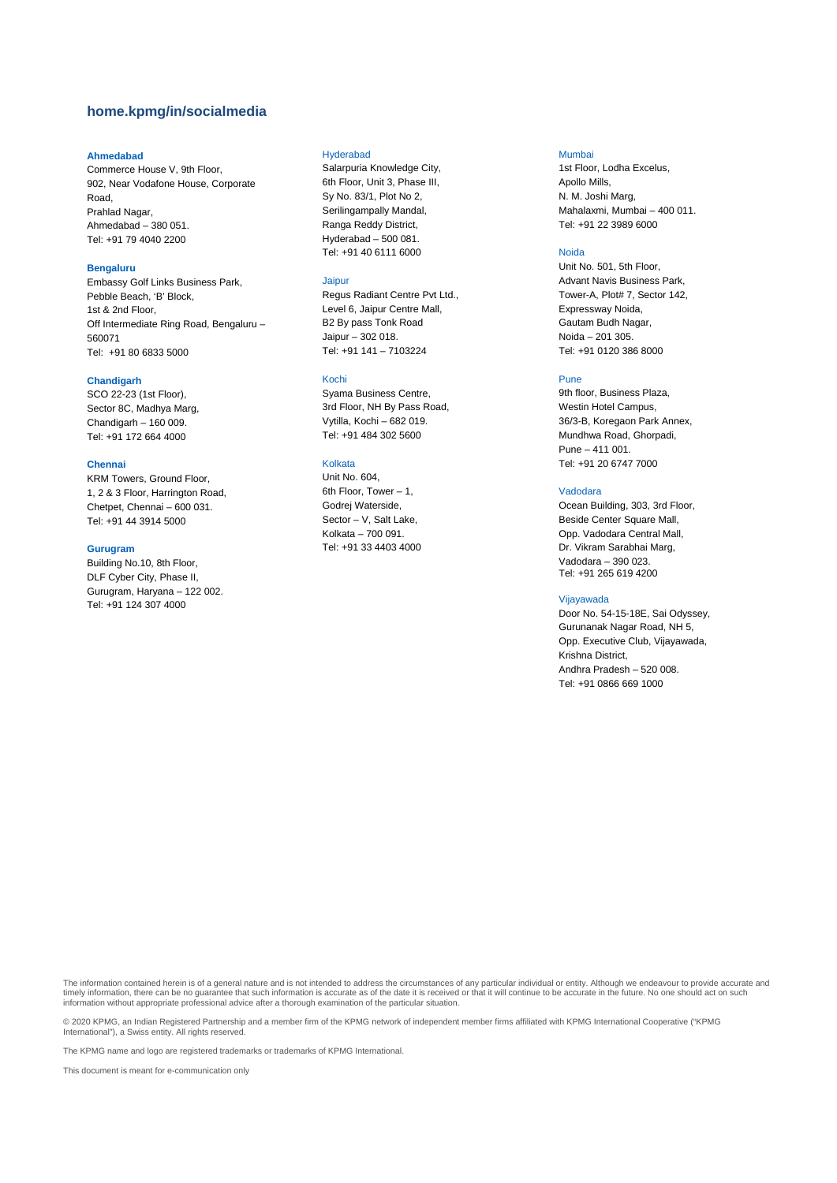**home.kpmg/in/socialmedia**

**Ahmedabad**
Commerce House V, 9th Floor,
902, Near Vodafone House, Corporate Road,
Prahlad Nagar,
Ahmedabad – 380 051.
Tel: +91 79 4040 2200

**Bengaluru**
Embassy Golf Links Business Park,
Pebble Beach, 'B' Block,
1st & 2nd Floor,
Off Intermediate Ring Road, Bengaluru – 560071
Tel: +91 80 6833 5000

**Chandigarh**
SCO 22-23 (1st Floor),
Sector 8C, Madhya Marg,
Chandigarh – 160 009.
Tel: +91 172 664 4000

**Chennai**
KRM Towers, Ground Floor,
1, 2 & 3 Floor, Harrington Road,
Chetpet, Chennai – 600 031.
Tel: +91 44 3914 5000

**Gurugram**
Building No.10, 8th Floor,
DLF Cyber City, Phase II,
Gurugram, Haryana – 122 002.
Tel: +91 124 307 4000

Hyderabad
Salarpuria Knowledge City,
6th Floor, Unit 3, Phase III,
Sy No. 83/1, Plot No 2,
Serilingampally Mandal,
Ranga Reddy District,
Hyderabad – 500 081.
Tel: +91 40 6111 6000

Jaipur
Regus Radiant Centre Pvt Ltd.,
Level 6, Jaipur Centre Mall,
B2 By pass Tonk Road
Jaipur – 302 018.
Tel: +91 141 – 7103224

Kochi
Syama Business Centre,
3rd Floor, NH By Pass Road,
Vytilla, Kochi – 682 019.
Tel: +91 484 302 5600

Kolkata
Unit No. 604,
6th Floor, Tower – 1,
Godrej Waterside,
Sector – V, Salt Lake,
Kolkata – 700 091.
Tel: +91 33 4403 4000

Mumbai
1st Floor, Lodha Excelus,
Apollo Mills,
N. M. Joshi Marg,
Mahalaxmi, Mumbai – 400 011.
Tel: +91 22 3989 6000

Noida
Unit No. 501, 5th Floor,
Advant Navis Business Park,
Tower-A, Plot# 7, Sector 142,
Expressway Noida,
Gautam Budh Nagar,
Noida – 201 305.
Tel: +91 0120 386 8000

Pune
9th floor, Business Plaza,
Westin Hotel Campus,
36/3-B, Koregaon Park Annex,
Mundhwa Road, Ghorpadi,
Pune – 411 001.
Tel: +91 20 6747 7000

Vadodara
Ocean Building, 303, 3rd Floor,
Beside Center Square Mall,
Opp. Vadodara Central Mall,
Dr. Vikram Sarabhai Marg,
Vadodara – 390 023.
Tel: +91 265 619 4200

Vijayawada
Door No. 54-15-18E, Sai Odyssey,
Gurunanak Nagar Road, NH 5,
Opp. Executive Club, Vijayawada,
Krishna District,
Andhra Pradesh – 520 008.
Tel: +91 0866 669 1000

The information contained herein is of a general nature and is not intended to address the circumstances of any particular individual or entity. Although we endeavour to provide accurate and timely information, there can be no guarantee that such information is accurate as of the date it is received or that it will continue to be accurate in the future. No one should act on such information without appropriate professional advice after a thorough examination of the particular situation.

© 2020 KPMG, an Indian Registered Partnership and a member firm of the KPMG network of independent member firms affiliated with KPMG International Cooperative ("KPMG International"), a Swiss entity. All rights reserved.

The KPMG name and logo are registered trademarks or trademarks of KPMG International.

This document is meant for e-communication only